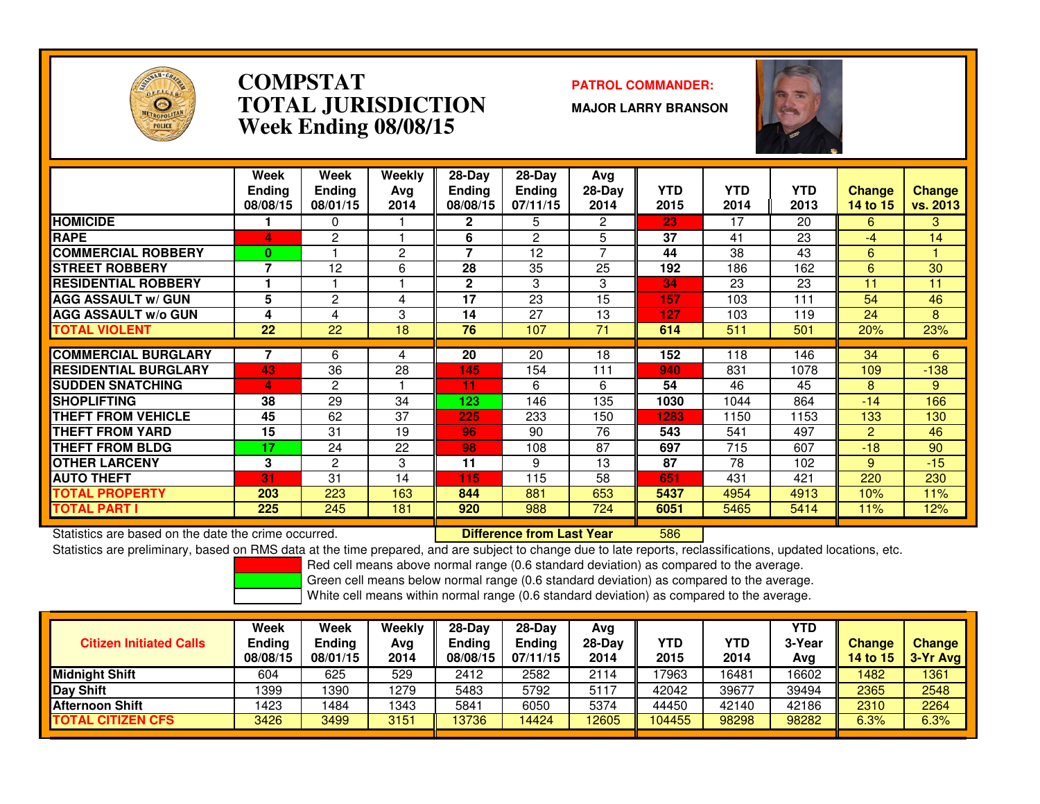# COMPSTAT
# TOTAL JURISDICTION
## Week Ending 08/08/15

**PATROL COMMANDER:**

**MAJOR LARRY BRANSON**

| | Week Ending 08/08/15 | Week Ending 08/01/15 | Weekly Avg 2014 | 28-Day Ending 08/08/15 | 28-Day Ending 07/11/15 | Avg 28-Day 2014 | YTD 2015 | YTD 2014 | YTD 2013 | Change 14 to 15 | Change vs. 2013 |
|---|---|---|---|---|---|---|---|---|---|---|---|
| HOMICIDE | 1 | 0 | 1 | 2 | 5 | 2 | 23 | 17 | 20 | 6 | 3 |
| RAPE | 4 | 2 | 1 | 6 | 2 | 5 | 37 | 41 | 23 | -4 | 14 |
| COMMERCIAL ROBBERY | 0 | 1 | 2 | 7 | 12 | 7 | 44 | 38 | 43 | 6 | 1 |
| STREET ROBBERY | 7 | 12 | 6 | 28 | 35 | 25 | 192 | 186 | 162 | 6 | 30 |
| RESIDENTIAL ROBBERY | 1 | 1 | 1 | 2 | 3 | 3 | 34 | 23 | 23 | 11 | 11 |
| AGG ASSAULT w/ GUN | 5 | 2 | 4 | 17 | 23 | 15 | 157 | 103 | 111 | 54 | 46 |
| AGG ASSAULT w/o GUN | 4 | 4 | 3 | 14 | 27 | 13 | 127 | 103 | 119 | 24 | 8 |
| TOTAL VIOLENT | 22 | 22 | 18 | 76 | 107 | 71 | 614 | 511 | 501 | 20% | 23% |
| COMMERCIAL BURGLARY | 7 | 6 | 4 | 20 | 20 | 18 | 152 | 118 | 146 | 34 | 6 |
| RESIDENTIAL BURGLARY | 43 | 36 | 28 | 145 | 154 | 111 | 940 | 831 | 1078 | 109 | -138 |
| SUDDEN SNATCHING | 4 | 2 | 1 | 11 | 6 | 6 | 54 | 46 | 45 | 8 | 9 |
| SHOPLIFTING | 38 | 29 | 34 | 123 | 146 | 135 | 1030 | 1044 | 864 | -14 | 166 |
| THEFT FROM VEHICLE | 45 | 62 | 37 | 225 | 233 | 150 | 1283 | 1150 | 1153 | 133 | 130 |
| THEFT FROM YARD | 15 | 31 | 19 | 96 | 90 | 76 | 543 | 541 | 497 | 2 | 46 |
| THEFT FROM BLDG | 17 | 24 | 22 | 98 | 108 | 87 | 697 | 715 | 607 | -18 | 90 |
| OTHER LARCENY | 3 | 2 | 3 | 11 | 9 | 13 | 87 | 78 | 102 | 9 | -15 |
| AUTO THEFT | 31 | 31 | 14 | 115 | 115 | 58 | 651 | 431 | 421 | 220 | 230 |
| TOTAL PROPERTY | 203 | 223 | 163 | 844 | 881 | 653 | 5437 | 4954 | 4913 | 10% | 11% |
| TOTAL PART I | 225 | 245 | 181 | 920 | 988 | 724 | 6051 | 5465 | 5414 | 11% | 12% |

Statistics are based on the date the crime occurred.

**Difference from Last Year** 586

Statistics are preliminary, based on RMS data at the time prepared, and are subject to change due to late reports, reclassifications, updated locations, etc.

Red cell means above normal range (0.6 standard deviation) as compared to the average.
Green cell means below normal range (0.6 standard deviation) as compared to the average.
White cell means within normal range (0.6 standard deviation) as compared to the average.

| Citizen Initiated Calls | Week Ending 08/08/15 | Week Ending 08/01/15 | Weekly Avg 2014 | 28-Day Ending 08/08/15 | 28-Day Ending 07/11/15 | Avg 28-Day 2014 | YTD 2015 | YTD 2014 | YTD 3-Year Avg | Change 14 to 15 | Change 3-Yr Avg |
|---|---|---|---|---|---|---|---|---|---|---|---|
| Midnight Shift | 604 | 625 | 529 | 2412 | 2582 | 2114 | 17963 | 16481 | 16602 | 1482 | 1361 |
| Day Shift | 1399 | 1390 | 1279 | 5483 | 5792 | 5117 | 42042 | 39677 | 39494 | 2365 | 2548 |
| Afternoon Shift | 1423 | 1484 | 1343 | 5841 | 6050 | 5374 | 44450 | 42140 | 42186 | 2310 | 2264 |
| TOTAL CITIZEN CFS | 3426 | 3499 | 3151 | 13736 | 14424 | 12605 | 104455 | 98298 | 98282 | 6.3% | 6.3% |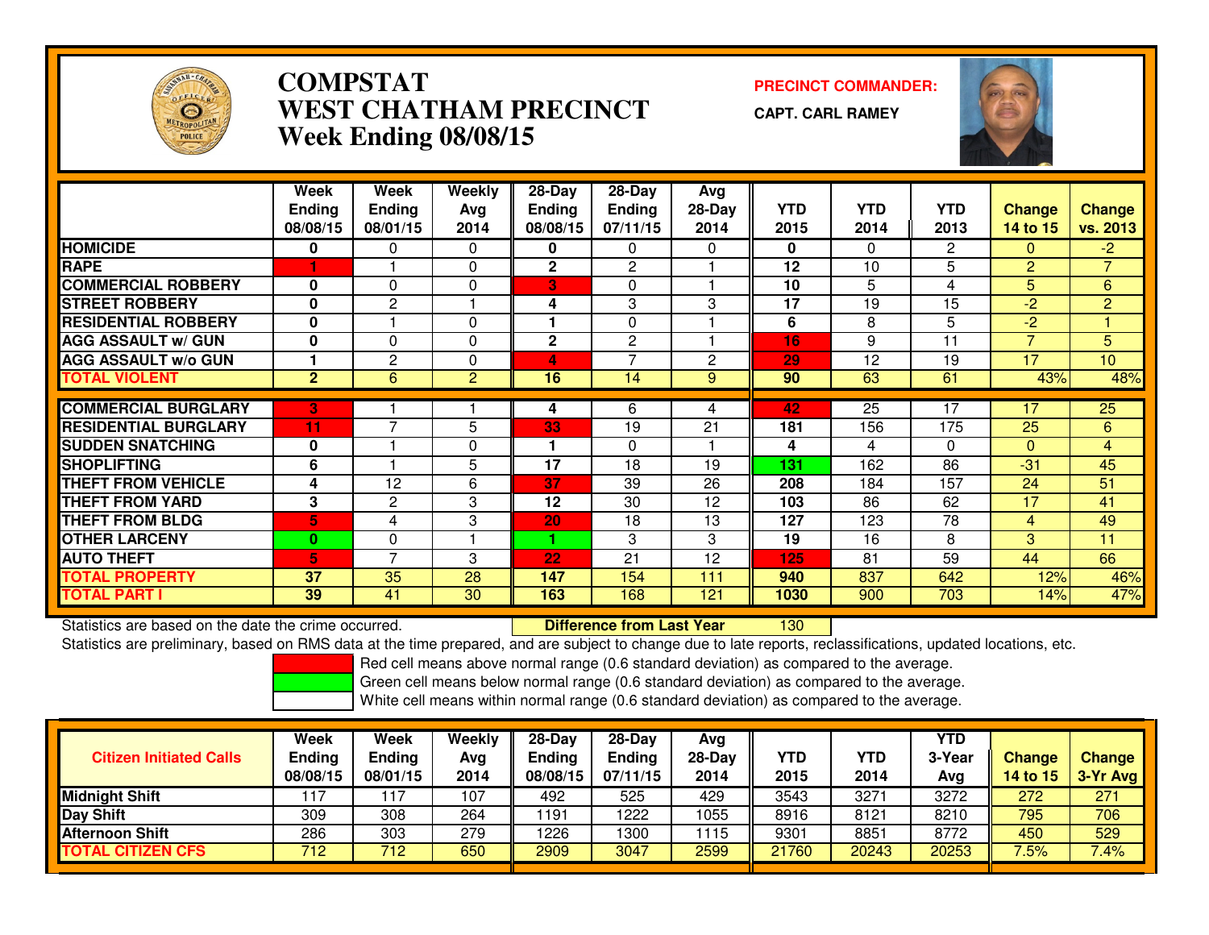# COMPSTAT
# WEST CHATHAM PRECINCT
## Week Ending 08/08/15

**PRECINCT COMMANDER:**

**CAPT. CARL RAMEY**

| | Week Ending 08/08/15 | Week Ending 08/01/15 | Weekly Avg 2014 | 28-Day Ending 08/08/15 | 28-Day Ending 07/11/15 | Avg 28-Day 2014 | YTD 2015 | YTD 2014 | YTD 2013 | Change 14 to 15 | Change vs. 2013 |
|---|---|---|---|---|---|---|---|---|---|---|---|
| HOMICIDE | 0 | 0 | 0 | 0 | 0 | 0 | 0 | 0 | 2 | 0 | -2 |
| RAPE | 1 | 1 | 0 | 2 | 2 | 1 | 12 | 10 | 5 | 2 | 7 |
| COMMERCIAL ROBBERY | 0 | 0 | 0 | 3 | 0 | 1 | 10 | 5 | 4 | 5 | 6 |
| STREET ROBBERY | 0 | 2 | 1 | 4 | 3 | 3 | 17 | 19 | 15 | -2 | 2 |
| RESIDENTIAL ROBBERY | 0 | 1 | 0 | 1 | 0 | 1 | 6 | 8 | 5 | -2 | 1 |
| AGG ASSAULT w/ GUN | 0 | 0 | 0 | 2 | 2 | 1 | 16 | 9 | 11 | 7 | 5 |
| AGG ASSAULT w/o GUN | 1 | 2 | 0 | 4 | 7 | 2 | 29 | 12 | 19 | 17 | 10 |
| TOTAL VIOLENT | 2 | 6 | 2 | 16 | 14 | 9 | 90 | 63 | 61 | 43% | 48% |
| COMMERCIAL BURGLARY | 3 | 1 | 1 | 4 | 6 | 4 | 42 | 25 | 17 | 17 | 25 |
| RESIDENTIAL BURGLARY | 11 | 7 | 5 | 33 | 19 | 21 | 181 | 156 | 175 | 25 | 6 |
| SUDDEN SNATCHING | 0 | 1 | 0 | 1 | 0 | 1 | 4 | 4 | 0 | 0 | 4 |
| SHOPLIFTING | 6 | 1 | 5 | 17 | 18 | 19 | 131 | 162 | 86 | -31 | 45 |
| THEFT FROM VEHICLE | 4 | 12 | 6 | 37 | 39 | 26 | 208 | 184 | 157 | 24 | 51 |
| THEFT FROM YARD | 3 | 2 | 3 | 12 | 30 | 12 | 103 | 86 | 62 | 17 | 41 |
| THEFT FROM BLDG | 5 | 4 | 3 | 20 | 18 | 13 | 127 | 123 | 78 | 4 | 49 |
| OTHER LARCENY | 0 | 0 | 1 | 1 | 3 | 3 | 19 | 16 | 8 | 3 | 11 |
| AUTO THEFT | 5 | 7 | 3 | 22 | 21 | 12 | 125 | 81 | 59 | 44 | 66 |
| TOTAL PROPERTY | 37 | 35 | 28 | 147 | 154 | 111 | 940 | 837 | 642 | 12% | 46% |
| TOTAL PART I | 39 | 41 | 30 | 163 | 168 | 121 | 1030 | 900 | 703 | 14% | 47% |

Statistics are based on the date the crime occurred. **Difference from Last Year** 130

Statistics are preliminary, based on RMS data at the time prepared, and are subject to change due to late reports, reclassifications, updated locations, etc.

Red cell means above normal range (0.6 standard deviation) as compared to the average.
Green cell means below normal range (0.6 standard deviation) as compared to the average.
White cell means within normal range (0.6 standard deviation) as compared to the average.

| Citizen Initiated Calls | Week Ending 08/08/15 | Week Ending 08/01/15 | Weekly Avg 2014 | 28-Day Ending 08/08/15 | 28-Day Ending 07/11/15 | Avg 28-Day 2014 | YTD 2015 | YTD 2014 | YTD 3-Year Avg | Change 14 to 15 | Change 3-Yr Avg |
|---|---|---|---|---|---|---|---|---|---|---|---|
| Midnight Shift | 117 | 117 | 107 | 492 | 525 | 429 | 3543 | 3271 | 3272 | 272 | 271 |
| Day Shift | 309 | 308 | 264 | 1191 | 1222 | 1055 | 8916 | 8121 | 8210 | 795 | 706 |
| Afternoon Shift | 286 | 303 | 279 | 1226 | 1300 | 1115 | 9301 | 8851 | 8772 | 450 | 529 |
| TOTAL CITIZEN CFS | 712 | 712 | 650 | 2909 | 3047 | 2599 | 21760 | 20243 | 20253 | 7.5% | 7.4% |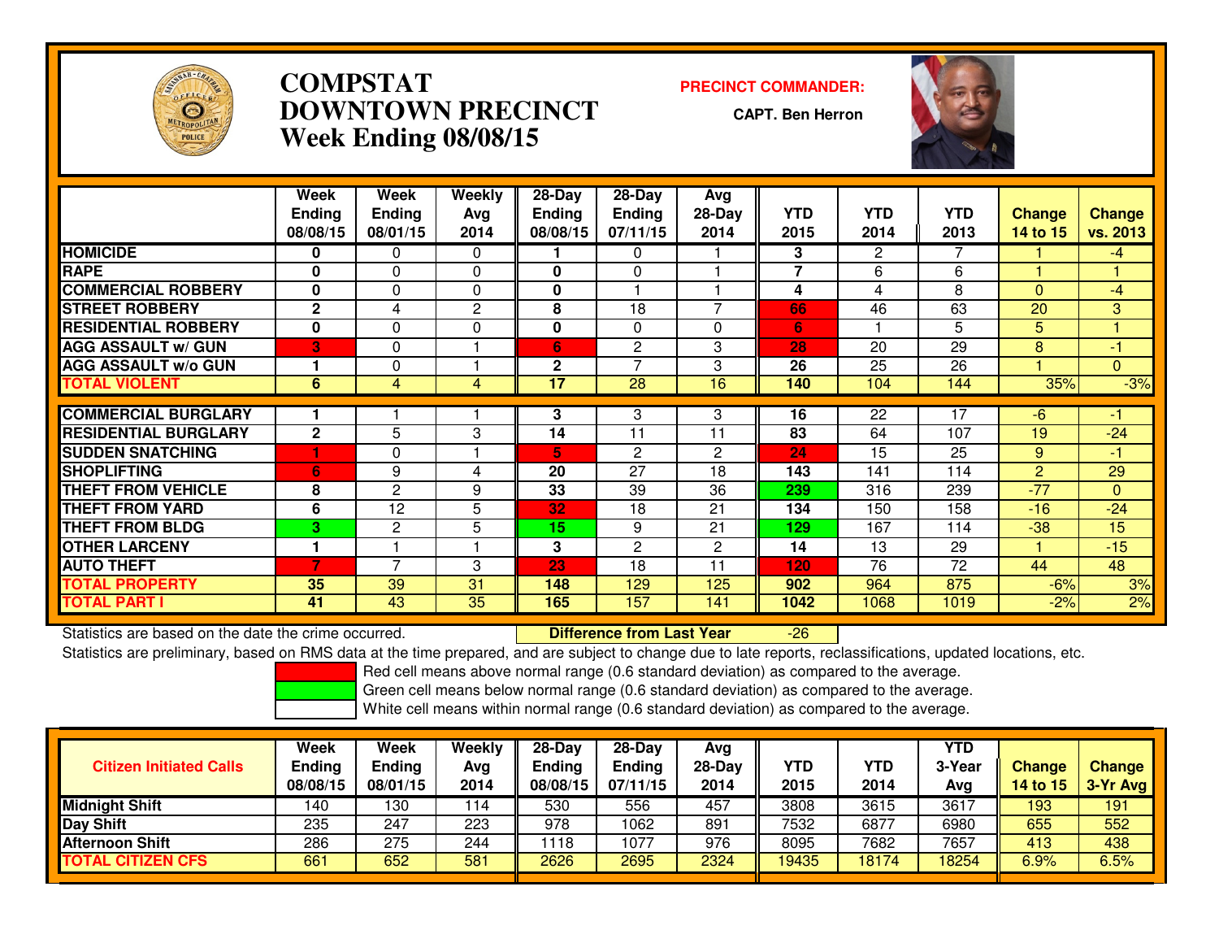# COMPSTAT
# DOWNTOWN PRECINCT
## Week Ending 08/08/15

**PRECINCT COMMANDER:**

**CAPT. Ben Herron**

| | Week Ending 08/08/15 | Week Ending 08/01/15 | Weekly Avg 2014 | 28-Day Ending 08/08/15 | 28-Day Ending 07/11/15 | Avg 28-Day 2014 | YTD 2015 | YTD 2014 | YTD 2013 | Change 14 to 15 | Change vs. 2013 |
|---|---|---|---|---|---|---|---|---|---|---|---|
| HOMICIDE | 0 | 0 | 0 | 1 | 0 | 1 | 3 | 2 | 7 | 1 | -4 |
| RAPE | 0 | 0 | 0 | 0 | 0 | 1 | 7 | 6 | 6 | 1 | 1 |
| COMMERCIAL ROBBERY | 0 | 0 | 0 | 0 | 1 | 1 | 4 | 4 | 8 | 0 | -4 |
| STREET ROBBERY | 2 | 4 | 2 | 8 | 18 | 7 | 66 | 46 | 63 | 20 | 3 |
| RESIDENTIAL ROBBERY | 0 | 0 | 0 | 0 | 0 | 0 | 6 | 1 | 5 | 5 | 1 |
| AGG ASSAULT w/ GUN | 3 | 0 | 1 | 6 | 2 | 3 | 28 | 20 | 29 | 8 | -1 |
| AGG ASSAULT w/o GUN | 1 | 0 | 1 | 2 | 7 | 3 | 26 | 25 | 26 | 1 | 0 |
| TOTAL VIOLENT | 6 | 4 | 4 | 17 | 28 | 16 | 140 | 104 | 144 | 35% | -3% |
| COMMERCIAL BURGLARY | 1 | 1 | 1 | 3 | 3 | 3 | 16 | 22 | 17 | -6 | -1 |
| RESIDENTIAL BURGLARY | 2 | 5 | 3 | 14 | 11 | 11 | 83 | 64 | 107 | 19 | -24 |
| SUDDEN SNATCHING | 1 | 0 | 1 | 5 | 2 | 2 | 24 | 15 | 25 | 9 | -1 |
| SHOPLIFTING | 6 | 9 | 4 | 20 | 27 | 18 | 143 | 141 | 114 | 2 | 29 |
| THEFT FROM VEHICLE | 8 | 2 | 9 | 33 | 39 | 36 | 239 | 316 | 239 | -77 | 0 |
| THEFT FROM YARD | 6 | 12 | 5 | 32 | 18 | 21 | 134 | 150 | 158 | -16 | -24 |
| THEFT FROM BLDG | 3 | 2 | 5 | 15 | 9 | 21 | 129 | 167 | 114 | -38 | 15 |
| OTHER LARCENY | 1 | 1 | 1 | 3 | 2 | 2 | 14 | 13 | 29 | 1 | -15 |
| AUTO THEFT | 7 | 7 | 3 | 23 | 18 | 11 | 120 | 76 | 72 | 44 | 48 |
| TOTAL PROPERTY | 35 | 39 | 31 | 148 | 129 | 125 | 902 | 964 | 875 | -6% | 3% |
| TOTAL PART I | 41 | 43 | 35 | 165 | 157 | 141 | 1042 | 1068 | 1019 | -2% | 2% |

Statistics are based on the date the crime occurred. **Difference from Last Year** -26

Statistics are preliminary, based on RMS data at the time prepared, and are subject to change due to late reports, reclassifications, updated locations, etc.

Red cell means above normal range (0.6 standard deviation) as compared to the average.

Green cell means below normal range (0.6 standard deviation) as compared to the average.

White cell means within normal range (0.6 standard deviation) as compared to the average.

| Citizen Initiated Calls | Week Ending 08/08/15 | Week Ending 08/01/15 | Weekly Avg 2014 | 28-Day Ending 08/08/15 | 28-Day Ending 07/11/15 | Avg 28-Day 2014 | YTD 2015 | YTD 2014 | YTD 3-Year Avg | Change 14 to 15 | Change 3-Yr Avg |
|---|---|---|---|---|---|---|---|---|---|---|---|
| Midnight Shift | 140 | 130 | 114 | 530 | 556 | 457 | 3808 | 3615 | 3617 | 193 | 191 |
| Day Shift | 235 | 247 | 223 | 978 | 1062 | 891 | 7532 | 6877 | 6980 | 655 | 552 |
| Afternoon Shift | 286 | 275 | 244 | 1118 | 1077 | 976 | 8095 | 7682 | 7657 | 413 | 438 |
| TOTAL CITIZEN CFS | 661 | 652 | 581 | 2626 | 2695 | 2324 | 19435 | 18174 | 18254 | 6.9% | 6.5% |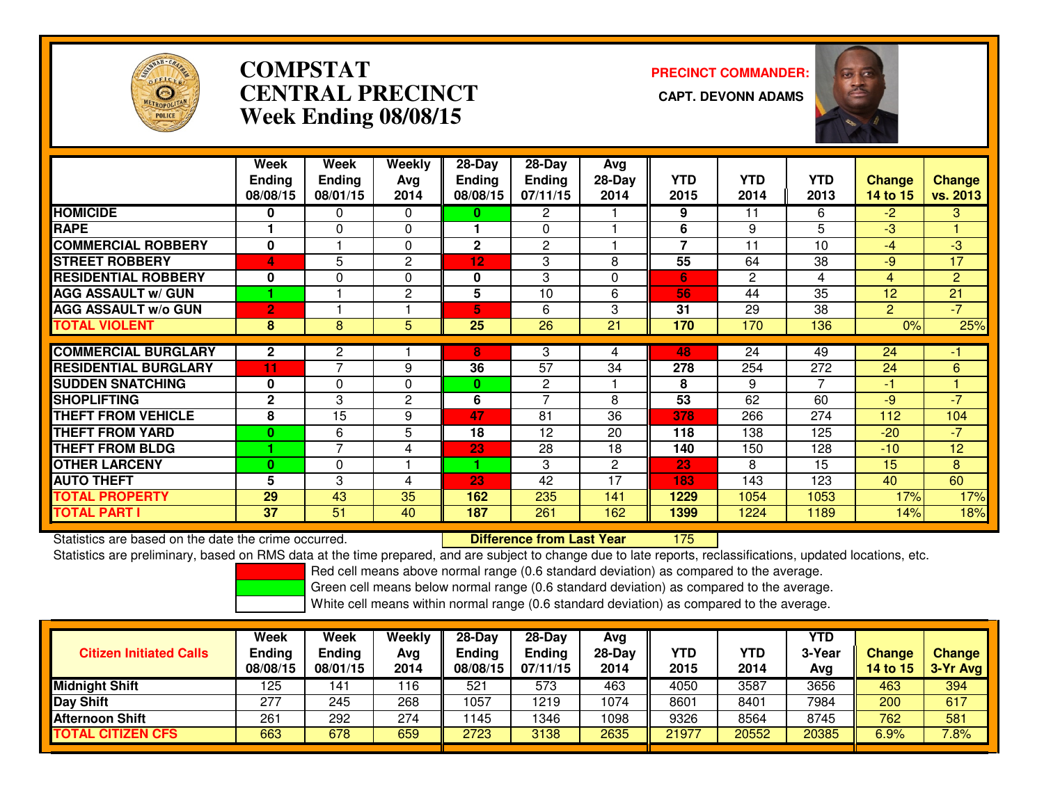# COMPSTAT
# CENTRAL PRECINCT
## Week Ending 08/08/15

**PRECINCT COMMANDER:**

**CAPT. DEVONN ADAMS**

| | Week Ending 08/08/15 | Week Ending 08/01/15 | Weekly Avg 2014 | 28-Day Ending 08/08/15 | 28-Day Ending 07/11/15 | Avg 28-Day 2014 | YTD 2015 | YTD 2014 | YTD 2013 | Change 14 to 15 | Change vs. 2013 |
|---|---|---|---|---|---|---|---|---|---|---|---|
| HOMICIDE | 0 | 0 | 0 | 0 | 2 | 1 | 9 | 11 | 6 | -2 | 3 |
| RAPE | 1 | 0 | 0 | 1 | 0 | 1 | 6 | 9 | 5 | -3 | 1 |
| COMMERCIAL ROBBERY | 0 | 1 | 0 | 2 | 2 | 1 | 7 | 11 | 10 | -4 | -3 |
| STREET ROBBERY | 4 | 5 | 2 | 12 | 3 | 8 | 55 | 64 | 38 | -9 | 17 |
| RESIDENTIAL ROBBERY | 0 | 0 | 0 | 0 | 3 | 0 | 6 | 2 | 4 | 4 | 2 |
| AGG ASSAULT w/ GUN | 1 | 1 | 2 | 5 | 10 | 6 | 56 | 44 | 35 | 12 | 21 |
| AGG ASSAULT w/o GUN | 2 | 1 | 1 | 5 | 6 | 3 | 31 | 29 | 38 | 2 | -7 |
| TOTAL VIOLENT | 8 | 8 | 5 | 25 | 26 | 21 | 170 | 170 | 136 | 0% | 25% |
| COMMERCIAL BURGLARY | 2 | 2 | 1 | 8 | 3 | 4 | 48 | 24 | 49 | 24 | -1 |
| RESIDENTIAL BURGLARY | 11 | 7 | 9 | 36 | 57 | 34 | 278 | 254 | 272 | 24 | 6 |
| SUDDEN SNATCHING | 0 | 0 | 0 | 0 | 2 | 1 | 8 | 9 | 7 | -1 | 1 |
| SHOPLIFTING | 2 | 3 | 2 | 6 | 7 | 8 | 53 | 62 | 60 | -9 | -7 |
| THEFT FROM VEHICLE | 8 | 15 | 9 | 47 | 81 | 36 | 378 | 266 | 274 | 112 | 104 |
| THEFT FROM YARD | 0 | 6 | 5 | 18 | 12 | 20 | 118 | 138 | 125 | -20 | -7 |
| THEFT FROM BLDG | 1 | 7 | 4 | 23 | 28 | 18 | 140 | 150 | 128 | -10 | 12 |
| OTHER LARCENY | 0 | 0 | 1 | 1 | 3 | 2 | 23 | 8 | 15 | 15 | 8 |
| AUTO THEFT | 5 | 3 | 4 | 23 | 42 | 17 | 183 | 143 | 123 | 40 | 60 |
| TOTAL PROPERTY | 29 | 43 | 35 | 162 | 235 | 141 | 1229 | 1054 | 1053 | 17% | 17% |
| TOTAL PART I | 37 | 51 | 40 | 187 | 261 | 162 | 1399 | 1224 | 1189 | 14% | 18% |

Statistics are based on the date the crime occurred. **Difference from Last Year** 175

Statistics are preliminary, based on RMS data at the time prepared, and are subject to change due to late reports, reclassifications, updated locations, etc.

Red cell means above normal range (0.6 standard deviation) as compared to the average.
Green cell means below normal range (0.6 standard deviation) as compared to the average.
White cell means within normal range (0.6 standard deviation) as compared to the average.

| Citizen Initiated Calls | Week Ending 08/08/15 | Week Ending 08/01/15 | Weekly Avg 2014 | 28-Day Ending 08/08/15 | 28-Day Ending 07/11/15 | Avg 28-Day 2014 | YTD 2015 | YTD 2014 | YTD 3-Year Avg | Change 14 to 15 | Change 3-Yr Avg |
|---|---|---|---|---|---|---|---|---|---|---|---|
| Midnight Shift | 125 | 141 | 116 | 521 | 573 | 463 | 4050 | 3587 | 3656 | 463 | 394 |
| Day Shift | 277 | 245 | 268 | 1057 | 1219 | 1074 | 8601 | 8401 | 7984 | 200 | 617 |
| Afternoon Shift | 261 | 292 | 274 | 1145 | 1346 | 1098 | 9326 | 8564 | 8745 | 762 | 581 |
| TOTAL CITIZEN CFS | 663 | 678 | 659 | 2723 | 3138 | 2635 | 21977 | 20552 | 20385 | 6.9% | 7.8% |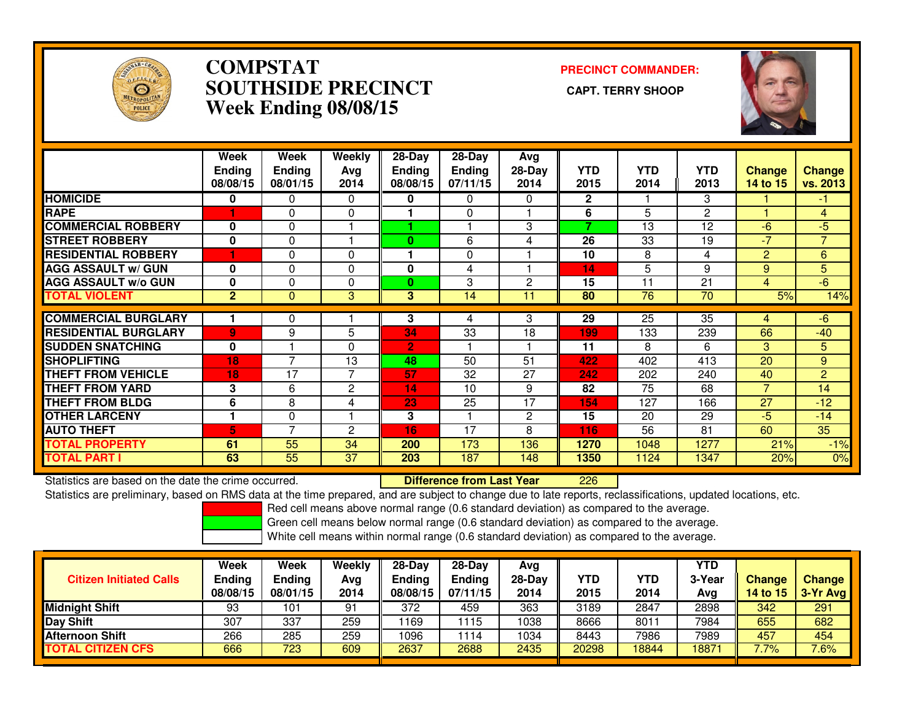# COMPSTAT
# SOUTHSIDE PRECINCT
## Week Ending 08/08/15

**PRECINCT COMMANDER:**

**CAPT. TERRY SHOOP**

| | Week Ending 08/08/15 | Week Ending 08/01/15 | Weekly Avg 2014 | 28-Day Ending 08/08/15 | 28-Day Ending 07/11/15 | Avg 28-Day 2014 | YTD 2015 | YTD 2014 | YTD 2013 | Change 14 to 15 | Change vs. 2013 |
|---|---|---|---|---|---|---|---|---|---|---|---|
| HOMICIDE | 0 | 0 | 0 | 0 | 0 | 0 | 2 | 1 | 3 | 1 | -1 |
| RAPE | 1 | 0 | 0 | 1 | 0 | 1 | 6 | 5 | 2 | 1 | 4 |
| COMMERCIAL ROBBERY | 0 | 0 | 1 | 1 | 1 | 3 | 7 | 13 | 12 | -6 | -5 |
| STREET ROBBERY | 0 | 0 | 1 | 0 | 6 | 4 | 26 | 33 | 19 | -7 | 7 |
| RESIDENTIAL ROBBERY | 1 | 0 | 0 | 1 | 0 | 1 | 10 | 8 | 4 | 2 | 6 |
| AGG ASSAULT w/ GUN | 0 | 0 | 0 | 0 | 4 | 1 | 14 | 5 | 9 | 9 | 5 |
| AGG ASSAULT w/o GUN | 0 | 0 | 0 | 0 | 3 | 2 | 15 | 11 | 21 | 4 | -6 |
| TOTAL VIOLENT | 2 | 0 | 3 | 3 | 14 | 11 | 80 | 76 | 70 | 5% | 14% |
| COMMERCIAL BURGLARY | 1 | 0 | 1 | 3 | 4 | 3 | 29 | 25 | 35 | 4 | -6 |
| RESIDENTIAL BURGLARY | 9 | 9 | 5 | 34 | 33 | 18 | 199 | 133 | 239 | 66 | -40 |
| SUDDEN SNATCHING | 0 | 1 | 0 | 2 | 1 | 1 | 11 | 8 | 6 | 3 | 5 |
| SHOPLIFTING | 18 | 7 | 13 | 48 | 50 | 51 | 422 | 402 | 413 | 20 | 9 |
| THEFT FROM VEHICLE | 18 | 17 | 7 | 57 | 32 | 27 | 242 | 202 | 240 | 40 | 2 |
| THEFT FROM YARD | 3 | 6 | 2 | 14 | 10 | 9 | 82 | 75 | 68 | 7 | 14 |
| THEFT FROM BLDG | 6 | 8 | 4 | 23 | 25 | 17 | 154 | 127 | 166 | 27 | -12 |
| OTHER LARCENY | 1 | 0 | 1 | 3 | 1 | 2 | 15 | 20 | 29 | -5 | -14 |
| AUTO THEFT | 5 | 7 | 2 | 16 | 17 | 8 | 116 | 56 | 81 | 60 | 35 |
| TOTAL PROPERTY | 61 | 55 | 34 | 200 | 173 | 136 | 1270 | 1048 | 1277 | 21% | -1% |
| TOTAL PART I | 63 | 55 | 37 | 203 | 187 | 148 | 1350 | 1124 | 1347 | 20% | 0% |

Statistics are based on the date the crime occurred. **Difference from Last Year** 226

Statistics are preliminary, based on RMS data at the time prepared, and are subject to change due to late reports, reclassifications, updated locations, etc.

Red cell means above normal range (0.6 standard deviation) as compared to the average.

Green cell means below normal range (0.6 standard deviation) as compared to the average.

White cell means within normal range (0.6 standard deviation) as compared to the average.

| Citizen Initiated Calls | Week Ending 08/08/15 | Week Ending 08/01/15 | Weekly Avg 2014 | 28-Day Ending 08/08/15 | 28-Day Ending 07/11/15 | Avg 28-Day 2014 | YTD 2015 | YTD 2014 | YTD 3-Year Avg | Change 14 to 15 | Change 3-Yr Avg |
|---|---|---|---|---|---|---|---|---|---|---|---|
| Midnight Shift | 93 | 101 | 91 | 372 | 459 | 363 | 3189 | 2847 | 2898 | 342 | 291 |
| Day Shift | 307 | 337 | 259 | 1169 | 1115 | 1038 | 8666 | 8011 | 7984 | 655 | 682 |
| Afternoon Shift | 266 | 285 | 259 | 1096 | 1114 | 1034 | 8443 | 7986 | 7989 | 457 | 454 |
| TOTAL CITIZEN CFS | 666 | 723 | 609 | 2637 | 2688 | 2435 | 20298 | 18844 | 18871 | 7.7% | 7.6% |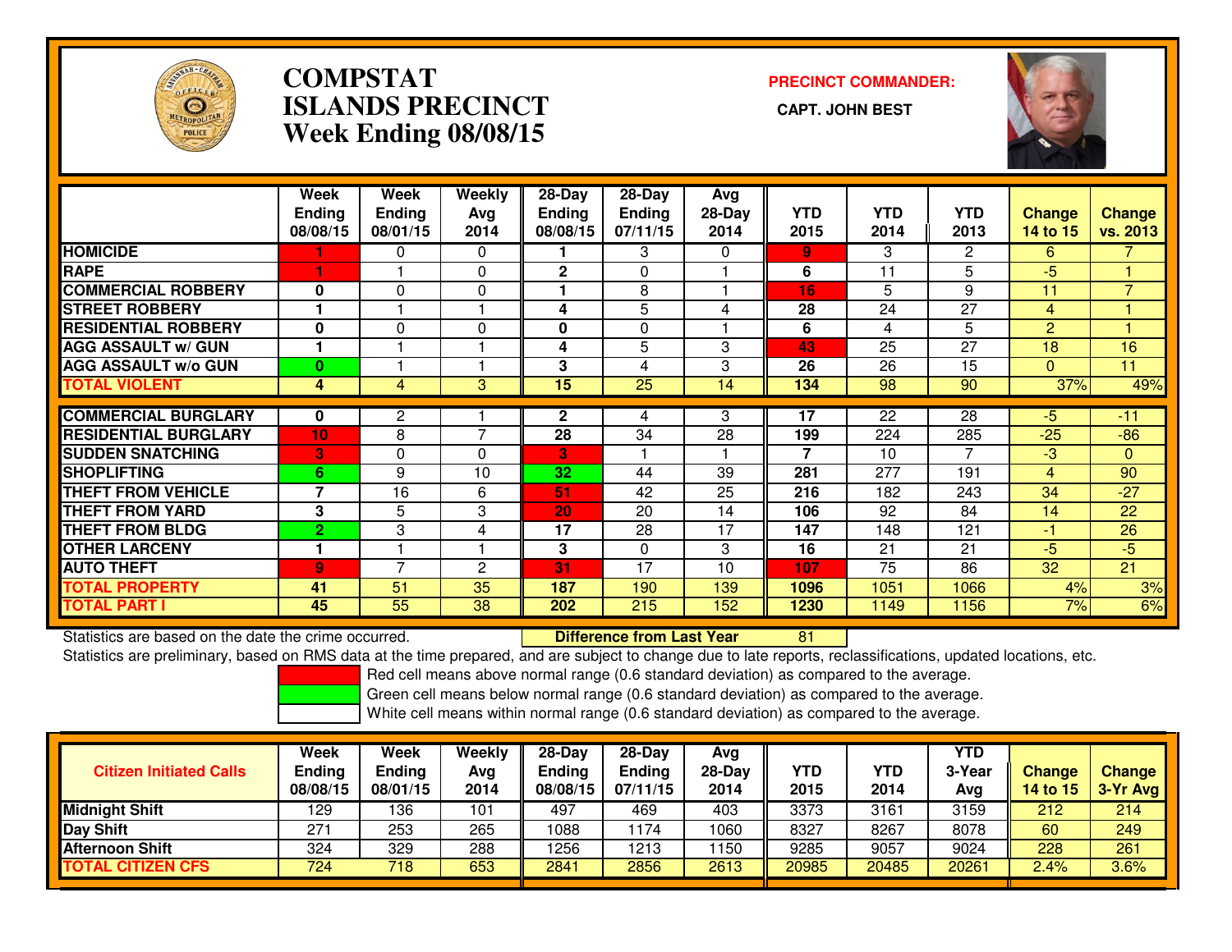# COMPSTAT
# ISLANDS PRECINCT
# Week Ending 08/08/15

**PRECINCT COMMANDER:**

**CAPT. JOHN BEST**

| | Week Ending 08/08/15 | Week Ending 08/01/15 | Weekly Avg 2014 | 28-Day Ending 08/08/15 | 28-Day Ending 07/11/15 | Avg 28-Day 2014 | YTD 2015 | YTD 2014 | YTD 2013 | Change 14 to 15 | Change vs. 2013 |
|---|---|---|---|---|---|---|---|---|---|---|---|
| HOMICIDE | 1 | 0 | 0 | 1 | 3 | 0 | 9 | 3 | 2 | 6 | 7 |
| RAPE | 1 | 1 | 0 | 2 | 0 | 1 | 6 | 11 | 5 | -5 | 1 |
| COMMERCIAL ROBBERY | 0 | 0 | 0 | 1 | 8 | 1 | 16 | 5 | 9 | 11 | 7 |
| STREET ROBBERY | 1 | 1 | 1 | 4 | 5 | 4 | 28 | 24 | 27 | 4 | 1 |
| RESIDENTIAL ROBBERY | 0 | 0 | 0 | 0 | 0 | 1 | 6 | 4 | 5 | 2 | 1 |
| AGG ASSAULT w/ GUN | 1 | 1 | 1 | 4 | 5 | 3 | 43 | 25 | 27 | 18 | 16 |
| AGG ASSAULT w/o GUN | 0 | 1 | 1 | 3 | 4 | 3 | 26 | 26 | 15 | 0 | 11 |
| TOTAL VIOLENT | 4 | 4 | 3 | 15 | 25 | 14 | 134 | 98 | 90 | 37% | 49% |
| COMMERCIAL BURGLARY | 0 | 2 | 1 | 2 | 4 | 3 | 17 | 22 | 28 | -5 | -11 |
| RESIDENTIAL BURGLARY | 10 | 8 | 7 | 28 | 34 | 28 | 199 | 224 | 285 | -25 | -86 |
| SUDDEN SNATCHING | 3 | 0 | 0 | 3 | 1 | 1 | 7 | 10 | 7 | -3 | 0 |
| SHOPLIFTING | 6 | 9 | 10 | 32 | 44 | 39 | 281 | 277 | 191 | 4 | 90 |
| THEFT FROM VEHICLE | 7 | 16 | 6 | 51 | 42 | 25 | 216 | 182 | 243 | 34 | -27 |
| THEFT FROM YARD | 3 | 5 | 3 | 20 | 20 | 14 | 106 | 92 | 84 | 14 | 22 |
| THEFT FROM BLDG | 2 | 3 | 4 | 17 | 28 | 17 | 147 | 148 | 121 | -1 | 26 |
| OTHER LARCENY | 1 | 1 | 1 | 3 | 0 | 3 | 16 | 21 | 21 | -5 | -5 |
| AUTO THEFT | 9 | 7 | 2 | 31 | 17 | 10 | 107 | 75 | 86 | 32 | 21 |
| TOTAL PROPERTY | 41 | 51 | 35 | 187 | 190 | 139 | 1096 | 1051 | 1066 | 4% | 3% |
| TOTAL PART I | 45 | 55 | 38 | 202 | 215 | 152 | 1230 | 1149 | 1156 | 7% | 6% |

Statistics are based on the date the crime occurred. **Difference from Last Year** 81

Statistics are preliminary, based on RMS data at the time prepared, and are subject to change due to late reports, reclassifications, updated locations, etc.

Red cell means above normal range (0.6 standard deviation) as compared to the average.

Green cell means below normal range (0.6 standard deviation) as compared to the average.

White cell means within normal range (0.6 standard deviation) as compared to the average.

| Citizen Initiated Calls | Week Ending 08/08/15 | Week Ending 08/01/15 | Weekly Avg 2014 | 28-Day Ending 08/08/15 | 28-Day Ending 07/11/15 | Avg 28-Day 2014 | YTD 2015 | YTD 2014 | YTD 3-Year Avg | Change 14 to 15 | Change 3-Yr Avg |
|---|---|---|---|---|---|---|---|---|---|---|---|
| Midnight Shift | 129 | 136 | 101 | 497 | 469 | 403 | 3373 | 3161 | 3159 | 212 | 214 |
| Day Shift | 271 | 253 | 265 | 1088 | 1174 | 1060 | 8327 | 8267 | 8078 | 60 | 249 |
| Afternoon Shift | 324 | 329 | 288 | 1256 | 1213 | 1150 | 9285 | 9057 | 9024 | 228 | 261 |
| TOTAL CITIZEN CFS | 724 | 718 | 653 | 2841 | 2856 | 2613 | 20985 | 20485 | 20261 | 2.4% | 3.6% |